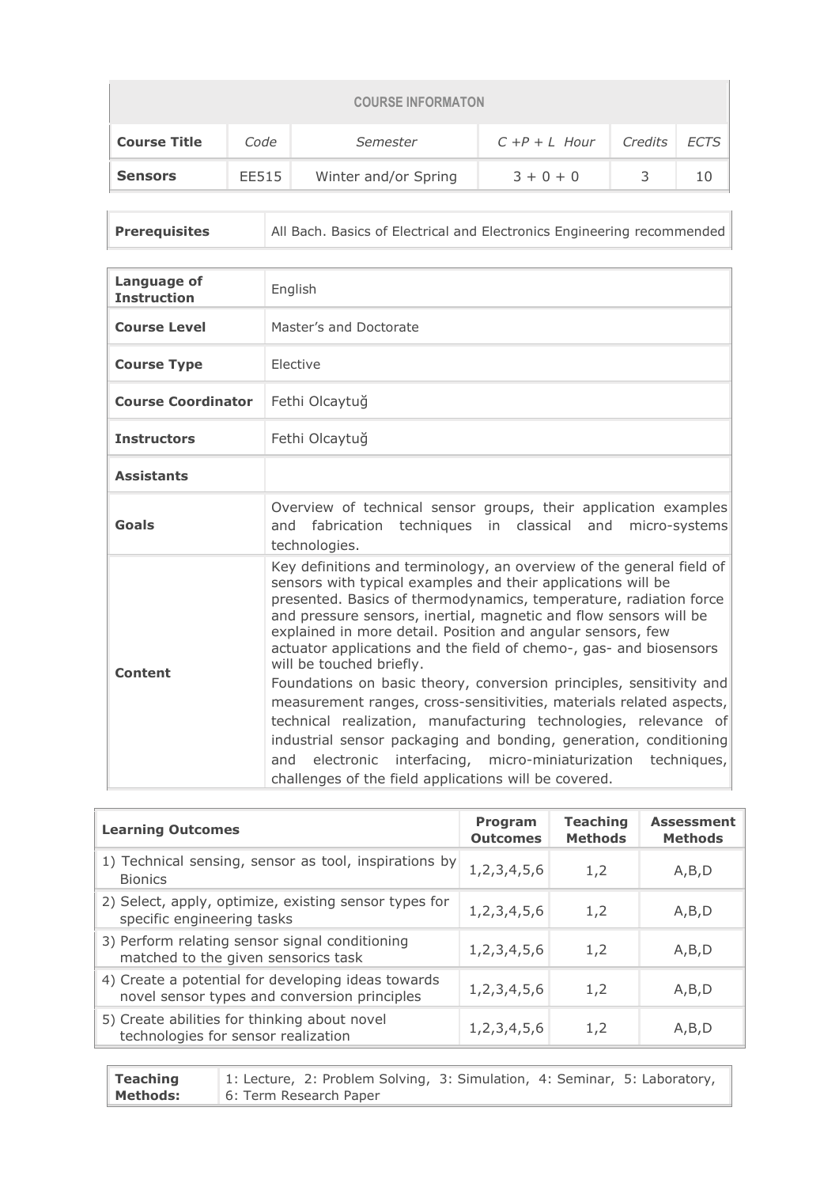| COURSE INFORMATON | | | | | |
|---|---|---|---|---|---|
| **Course Title** | *Code* | *Semester* | *C +P + L  Hour* | *Credits* | *ECTS* |
| **Sensors** | EE515 | Winter and/or Spring | 3 + 0 + 0 | 3 | 10 |

| | |
|---|---|
| **Prerequisites** | All Bach. Basics of Electrical and Electronics Engineering recommended |

| | |
|---|---|
| **Language of Instruction** | English |
| **Course Level** | Master's and Doctorate |
| **Course Type** | Elective |
| **Course Coordinator** | Fethi Olcaytuğ |
| **Instructors** | Fethi Olcaytuğ |
| **Assistants** | |
| **Goals** | Overview of technical sensor groups, their application examples and fabrication techniques in classical and micro-systems technologies. |
| **Content** | Key definitions and terminology, an overview of the general field of sensors with typical examples and their applications will be presented. Basics of thermodynamics, temperature, radiation force and pressure sensors, inertial, magnetic and flow sensors will be explained in more detail. Position and angular sensors, few actuator applications and the field of chemo-, gas- and biosensors will be touched briefly.<br>Foundations on basic theory, conversion principles, sensitivity and measurement ranges, cross-sensitivities, materials related aspects, technical realization, manufacturing technologies, relevance of industrial sensor packaging and bonding, generation, conditioning and electronic interfacing, micro-miniaturization techniques, challenges of the field applications will be covered. |

| Learning Outcomes | Program Outcomes | Teaching Methods | Assessment Methods |
|---|---|---|---|
| 1) Technical sensing, sensor as tool, inspirations by Bionics | 1,2,3,4,5,6 | 1,2 | A,B,D |
| 2) Select, apply, optimize, existing sensor types for specific engineering tasks | 1,2,3,4,5,6 | 1,2 | A,B,D |
| 3) Perform relating sensor signal conditioning matched to the given sensorics task | 1,2,3,4,5,6 | 1,2 | A,B,D |
| 4) Create a potential for developing ideas towards novel sensor types and conversion principles | 1,2,3,4,5,6 | 1,2 | A,B,D |
| 5) Create abilities for thinking about novel technologies for sensor realization | 1,2,3,4,5,6 | 1,2 | A,B,D |

| | |
|---|---|
| **Teaching Methods:** | 1: Lecture, 2: Problem Solving, 3: Simulation, 4: Seminar, 5: Laboratory, 6: Term Research Paper |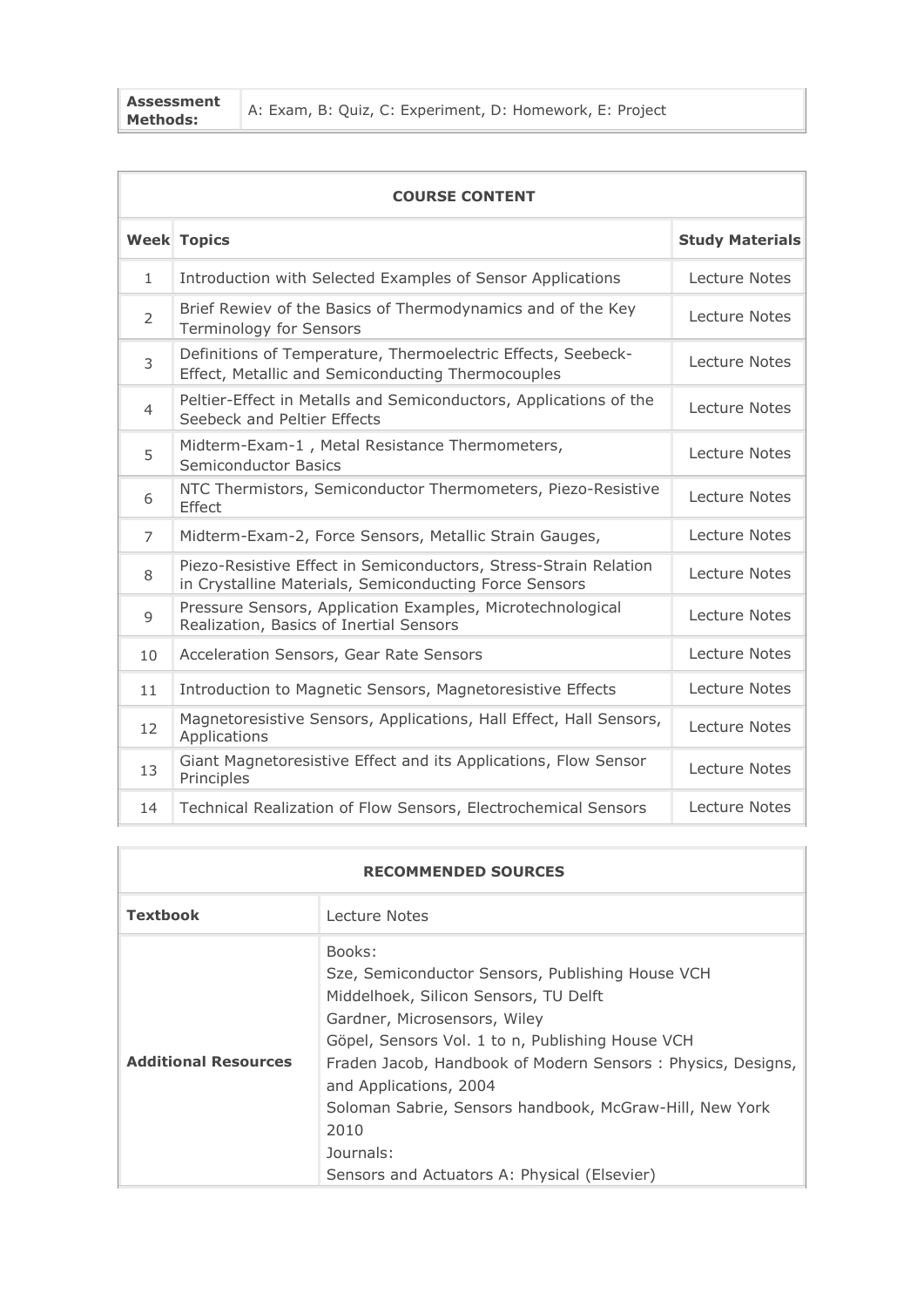| **Assessment Methods:** | A: Exam, B: Quiz, C: Experiment, D: Homework, E: Project |
|---|---|

| **COURSE CONTENT** | | |
|---|---|---|
| **Week** | **Topics** | **Study Materials** |
| 1 | Introduction with Selected Examples of Sensor Applications | Lecture Notes |
| 2 | Brief Rewiev of the Basics of Thermodynamics and of the Key Terminology for Sensors | Lecture Notes |
| 3 | Definitions of Temperature, Thermoelectric Effects, Seebeck-Effect, Metallic and Semiconducting Thermocouples | Lecture Notes |
| 4 | Peltier-Effect in Metalls and Semiconductors, Applications of the Seebeck and Peltier Effects | Lecture Notes |
| 5 | Midterm-Exam-1 , Metal Resistance Thermometers, Semiconductor Basics | Lecture Notes |
| 6 | NTC Thermistors, Semiconductor Thermometers, Piezo-Resistive Effect | Lecture Notes |
| 7 | Midterm-Exam-2, Force Sensors, Metallic Strain Gauges, | Lecture Notes |
| 8 | Piezo-Resistive Effect in Semiconductors, Stress-Strain Relation in Crystalline Materials, Semiconducting Force Sensors | Lecture Notes |
| 9 | Pressure Sensors, Application Examples, Microtechnological Realization, Basics of Inertial Sensors | Lecture Notes |
| 10 | Acceleration Sensors, Gear Rate Sensors | Lecture Notes |
| 11 | Introduction to Magnetic Sensors, Magnetoresistive Effects | Lecture Notes |
| 12 | Magnetoresistive Sensors, Applications, Hall Effect, Hall Sensors, Applications | Lecture Notes |
| 13 | Giant Magnetoresistive Effect and its Applications, Flow Sensor Principles | Lecture Notes |
| 14 | Technical Realization of Flow Sensors, Electrochemical Sensors | Lecture Notes |

| **RECOMMENDED SOURCES** | |
|---|---|
| **Textbook** | Lecture Notes |
| **Additional Resources** | Books:<br>Sze, Semiconductor Sensors, Publishing House VCH<br>Middelhoek, Silicon Sensors, TU Delft<br>Gardner, Microsensors, Wiley<br>Göpel, Sensors Vol. 1 to n, Publishing House VCH<br>Fraden Jacob, Handbook of Modern Sensors : Physics, Designs, and Applications, 2004<br>Soloman Sabrie, Sensors handbook, McGraw-Hill, New York 2010<br>Journals:<br>Sensors and Actuators A: Physical (Elsevier) |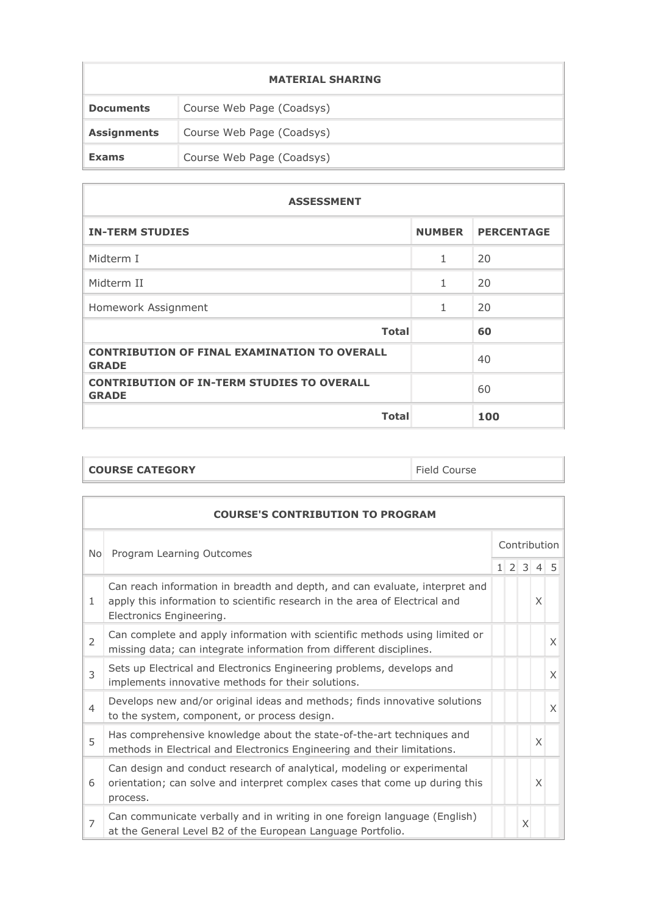| MATERIAL SHARING | |
|---|---|
| **Documents** | Course Web Page (Coadsys) |
| **Assignments** | Course Web Page (Coadsys) |
| **Exams** | Course Web Page (Coadsys) |

| ASSESSMENT | | |
|---|---|---|
| **IN-TERM STUDIES** | **NUMBER** | **PERCENTAGE** |
| Midterm I | 1 | 20 |
| Midterm II | 1 | 20 |
| Homework Assignment | 1 | 20 |
| **Total** | | **60** |
| **CONTRIBUTION OF FINAL EXAMINATION TO OVERALL GRADE** | | 40 |
| **CONTRIBUTION OF IN-TERM STUDIES TO OVERALL GRADE** | | 60 |
| **Total** | | **100** |

| **COURSE CATEGORY** | Field Course |
|---|---|

| COURSE'S CONTRIBUTION TO PROGRAM | | | | | | |
|---|---|---|---|---|---|---|
| No | Program Learning Outcomes | Contribution | | | | |
| | | 1 | 2 | 3 | 4 | 5 |
| 1 | Can reach information in breadth and depth, and can evaluate, interpret and apply this information to scientific research in the area of Electrical and Electronics Engineering. | | | | X | |
| 2 | Can complete and apply information with scientific methods using limited or missing data; can integrate information from different disciplines. | | | | | X |
| 3 | Sets up Electrical and Electronics Engineering problems, develops and implements innovative methods for their solutions. | | | | | X |
| 4 | Develops new and/or original ideas and methods; finds innovative solutions to the system, component, or process design. | | | | | X |
| 5 | Has comprehensive knowledge about the state-of-the-art techniques and methods in Electrical and Electronics Engineering and their limitations. | | | | X | |
| 6 | Can design and conduct research of analytical, modeling or experimental orientation; can solve and interpret complex cases that come up during this process. | | | | X | |
| 7 | Can communicate verbally and in writing in one foreign language (English) at the General Level B2 of the European Language Portfolio. | | | X | | |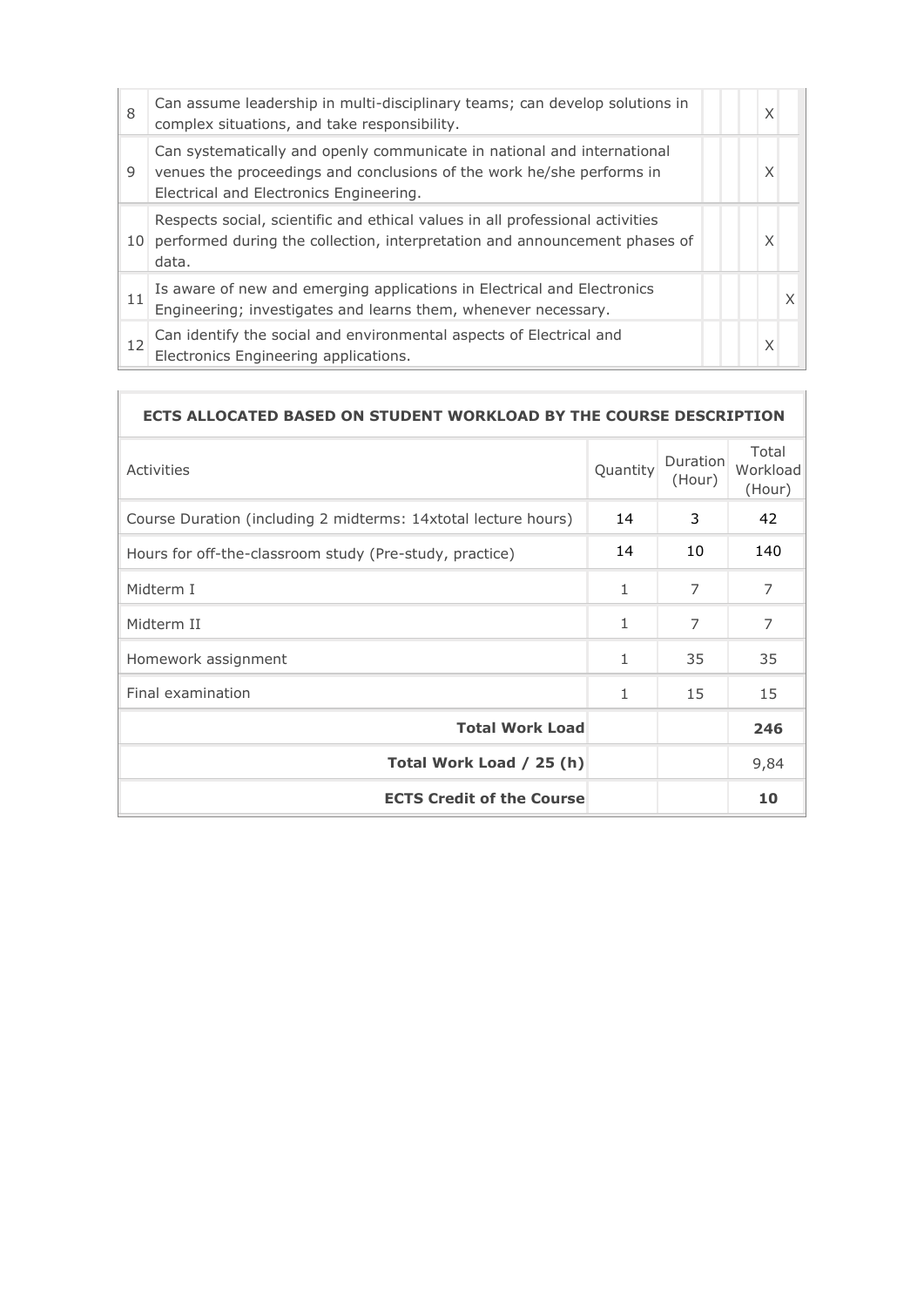| | | | | | | |
|---|---|---|---|---|---|---|
| 8 | Can assume leadership in multi-disciplinary teams; can develop solutions in complex situations, and take responsibility. | | | | X | |
| 9 | Can systematically and openly communicate in national and international venues the proceedings and conclusions of the work he/she performs in Electrical and Electronics Engineering. | | | | X | |
| 10 | Respects social, scientific and ethical values in all professional activities performed during the collection, interpretation and announcement phases of data. | | | | X | |
| 11 | Is aware of new and emerging applications in Electrical and Electronics Engineering; investigates and learns them, whenever necessary. | | | | | X |
| 12 | Can identify the social and environmental aspects of Electrical and Electronics Engineering applications. | | | | X | |

**ECTS ALLOCATED BASED ON STUDENT WORKLOAD BY THE COURSE DESCRIPTION**

| Activities | Quantity | Duration (Hour) | Total Workload (Hour) |
|---|---|---|---|
| Course Duration (including 2 midterms: 14xtotal lecture hours) | 14 | 3 | 42 |
| Hours for off-the-classroom study (Pre-study, practice) | 14 | 10 | 140 |
| Midterm I | 1 | 7 | 7 |
| Midterm II | 1 | 7 | 7 |
| Homework assignment | 1 | 35 | 35 |
| Final examination | 1 | 15 | 15 |
| **Total Work Load** | | | **246** |
| **Total Work Load / 25 (h)** | | | 9,84 |
| **ECTS Credit of the Course** | | | **10** |